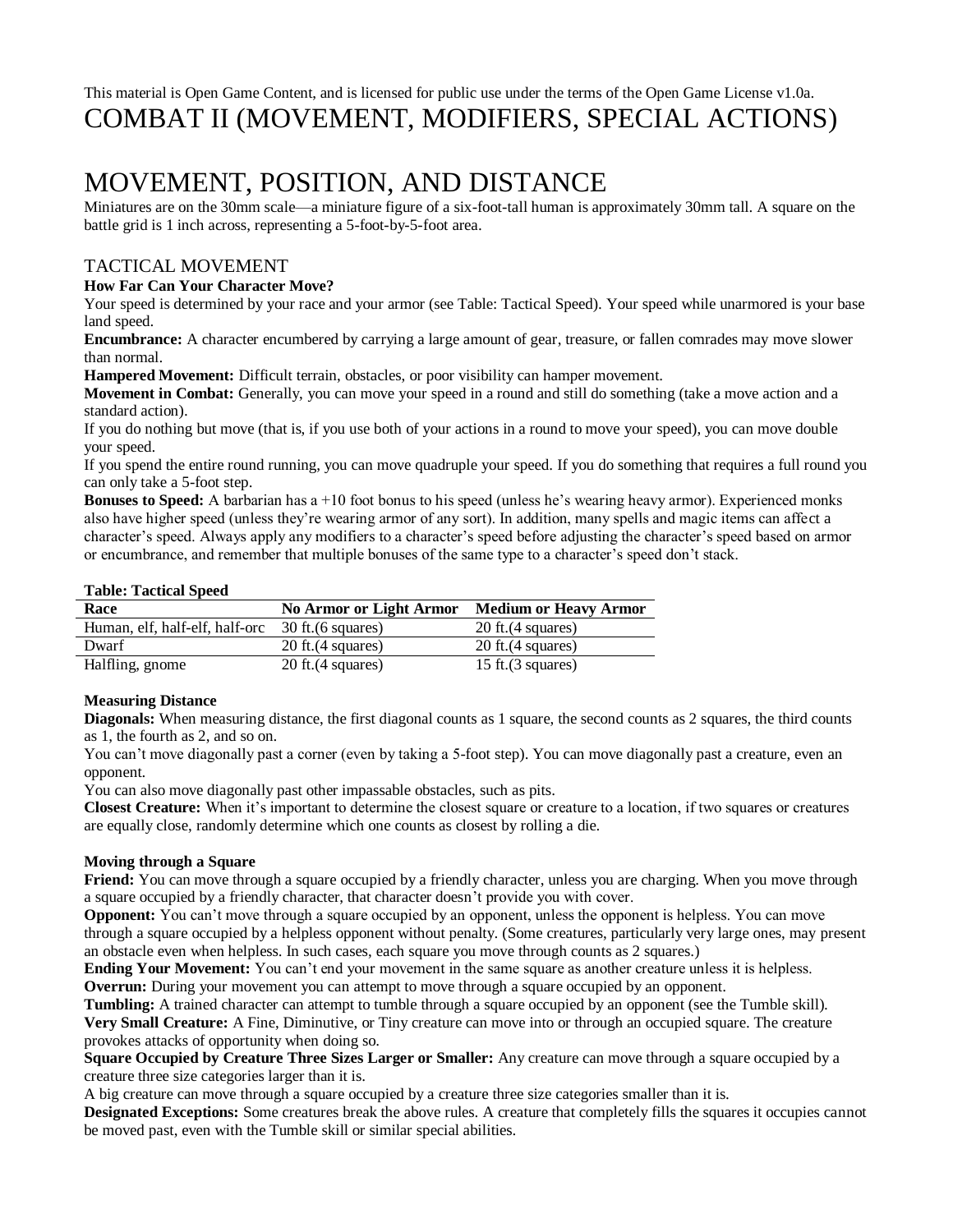This material is Open Game Content, and is licensed for public use under the terms of the Open Game License v1.0a.

# COMBAT II (MOVEMENT, MODIFIERS, SPECIAL ACTIONS)

# MOVEMENT, POSITION, AND DISTANCE

Miniatures are on the 30mm scale—a miniature figure of a six-foot-tall human is approximately 30mm tall. A square on the battle grid is 1 inch across, representing a 5-foot-by-5-foot area.

## TACTICAL MOVEMENT

**How Far Can Your Character Move?**

Your speed is determined by your race and your armor (see Table: Tactical Speed). Your speed while unarmored is your base land speed.

**Encumbrance:** A character encumbered by carrying a large amount of gear, treasure, or fallen comrades may move slower than normal.

**Hampered Movement:** Difficult terrain, obstacles, or poor visibility can hamper movement.

**Movement in Combat:** Generally, you can move your speed in a round and still do something (take a move action and a standard action).

If you do nothing but move (that is, if you use both of your actions in a round to move your speed), you can move double your speed.

If you spend the entire round running, you can move quadruple your speed. If you do something that requires a full round you can only take a 5-foot step.

**Bonuses to Speed:** A barbarian has a +10 foot bonus to his speed (unless he's wearing heavy armor). Experienced monks also have higher speed (unless they're wearing armor of any sort). In addition, many spells and magic items can affect a character's speed. Always apply any modifiers to a character's speed before adjusting the character's speed based on armor or encumbrance, and remember that multiple bonuses of the same type to a character's speed don't stack.

**Table: Tactical Speed**

| Race | No Armor or Light Armor | Medium or Heavy Armor |
|---|---|---|
| Human, elf, half-elf, half-orc | 30 ft.(6 squares) | 20 ft.(4 squares) |
| Dwarf | 20 ft.(4 squares) | 20 ft.(4 squares) |
| Halfling, gnome | 20 ft.(4 squares) | 15 ft.(3 squares) |

**Measuring Distance**

**Diagonals:** When measuring distance, the first diagonal counts as 1 square, the second counts as 2 squares, the third counts as 1, the fourth as 2, and so on.

You can't move diagonally past a corner (even by taking a 5-foot step). You can move diagonally past a creature, even an opponent.

You can also move diagonally past other impassable obstacles, such as pits.

**Closest Creature:** When it's important to determine the closest square or creature to a location, if two squares or creatures are equally close, randomly determine which one counts as closest by rolling a die.

**Moving through a Square**

**Friend:** You can move through a square occupied by a friendly character, unless you are charging. When you move through a square occupied by a friendly character, that character doesn't provide you with cover.

**Opponent:** You can't move through a square occupied by an opponent, unless the opponent is helpless. You can move through a square occupied by a helpless opponent without penalty. (Some creatures, particularly very large ones, may present an obstacle even when helpless. In such cases, each square you move through counts as 2 squares.)

**Ending Your Movement:** You can't end your movement in the same square as another creature unless it is helpless.

**Overrun:** During your movement you can attempt to move through a square occupied by an opponent.

**Tumbling:** A trained character can attempt to tumble through a square occupied by an opponent (see the Tumble skill).

**Very Small Creature:** A Fine, Diminutive, or Tiny creature can move into or through an occupied square. The creature provokes attacks of opportunity when doing so.

**Square Occupied by Creature Three Sizes Larger or Smaller:** Any creature can move through a square occupied by a creature three size categories larger than it is.

A big creature can move through a square occupied by a creature three size categories smaller than it is.

**Designated Exceptions:** Some creatures break the above rules. A creature that completely fills the squares it occupies cannot be moved past, even with the Tumble skill or similar special abilities.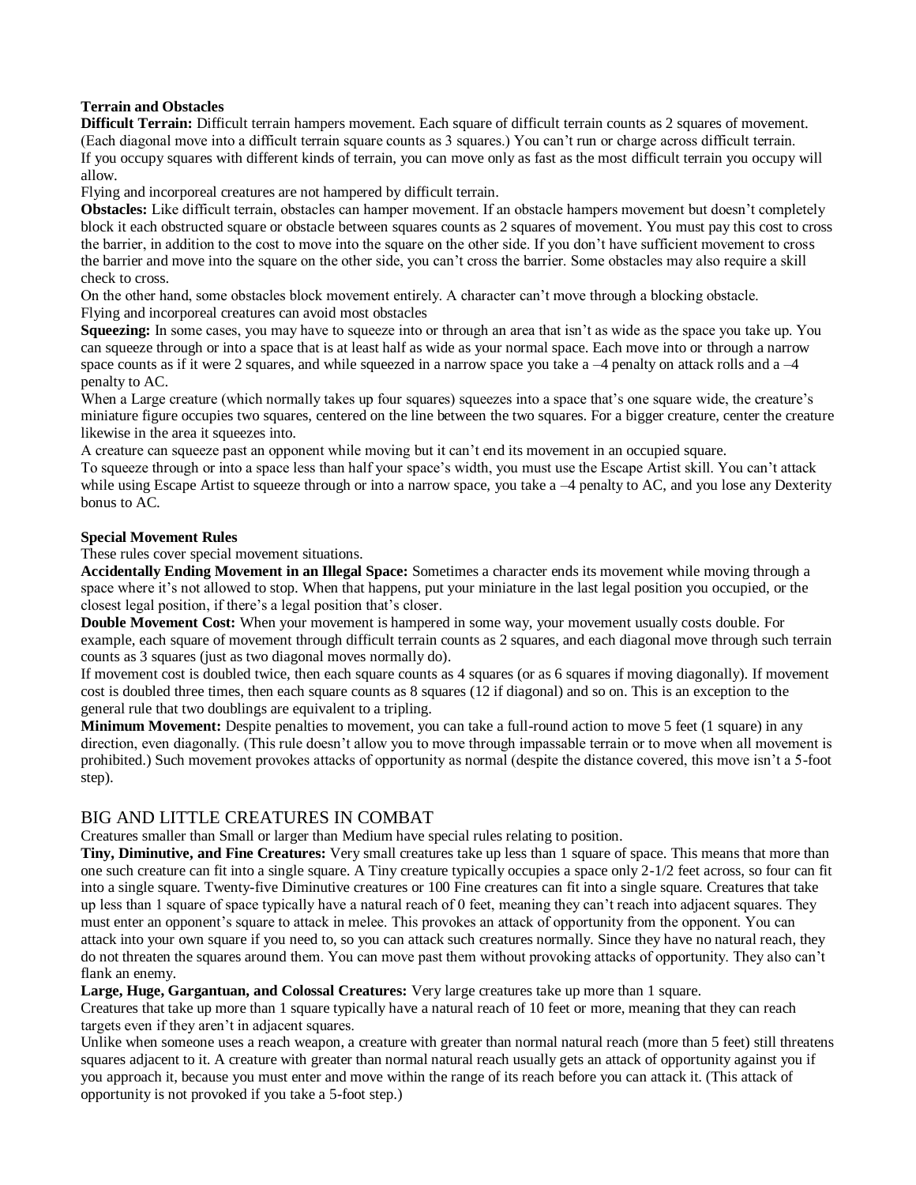**Terrain and Obstacles**

**Difficult Terrain:** Difficult terrain hampers movement. Each square of difficult terrain counts as 2 squares of movement. (Each diagonal move into a difficult terrain square counts as 3 squares.) You can't run or charge across difficult terrain. If you occupy squares with different kinds of terrain, you can move only as fast as the most difficult terrain you occupy will allow.

Flying and incorporeal creatures are not hampered by difficult terrain.

**Obstacles:** Like difficult terrain, obstacles can hamper movement. If an obstacle hampers movement but doesn't completely block it each obstructed square or obstacle between squares counts as 2 squares of movement. You must pay this cost to cross the barrier, in addition to the cost to move into the square on the other side. If you don't have sufficient movement to cross the barrier and move into the square on the other side, you can't cross the barrier. Some obstacles may also require a skill check to cross.

On the other hand, some obstacles block movement entirely. A character can't move through a blocking obstacle.

Flying and incorporeal creatures can avoid most obstacles

**Squeezing:** In some cases, you may have to squeeze into or through an area that isn't as wide as the space you take up. You can squeeze through or into a space that is at least half as wide as your normal space. Each move into or through a narrow space counts as if it were 2 squares, and while squeezed in a narrow space you take a –4 penalty on attack rolls and a –4 penalty to AC.

When a Large creature (which normally takes up four squares) squeezes into a space that's one square wide, the creature's miniature figure occupies two squares, centered on the line between the two squares. For a bigger creature, center the creature likewise in the area it squeezes into.

A creature can squeeze past an opponent while moving but it can't end its movement in an occupied square.

To squeeze through or into a space less than half your space's width, you must use the Escape Artist skill. You can't attack while using Escape Artist to squeeze through or into a narrow space, you take a –4 penalty to AC, and you lose any Dexterity bonus to AC.

**Special Movement Rules**

These rules cover special movement situations.

**Accidentally Ending Movement in an Illegal Space:** Sometimes a character ends its movement while moving through a space where it's not allowed to stop. When that happens, put your miniature in the last legal position you occupied, or the closest legal position, if there's a legal position that's closer.

**Double Movement Cost:** When your movement is hampered in some way, your movement usually costs double. For example, each square of movement through difficult terrain counts as 2 squares, and each diagonal move through such terrain counts as 3 squares (just as two diagonal moves normally do).

If movement cost is doubled twice, then each square counts as 4 squares (or as 6 squares if moving diagonally). If movement cost is doubled three times, then each square counts as 8 squares (12 if diagonal) and so on. This is an exception to the general rule that two doublings are equivalent to a tripling.

**Minimum Movement:** Despite penalties to movement, you can take a full-round action to move 5 feet (1 square) in any direction, even diagonally. (This rule doesn't allow you to move through impassable terrain or to move when all movement is prohibited.) Such movement provokes attacks of opportunity as normal (despite the distance covered, this move isn't a 5-foot step).

## BIG AND LITTLE CREATURES IN COMBAT

Creatures smaller than Small or larger than Medium have special rules relating to position.

**Tiny, Diminutive, and Fine Creatures:** Very small creatures take up less than 1 square of space. This means that more than one such creature can fit into a single square. A Tiny creature typically occupies a space only 2-1/2 feet across, so four can fit into a single square. Twenty-five Diminutive creatures or 100 Fine creatures can fit into a single square. Creatures that take up less than 1 square of space typically have a natural reach of 0 feet, meaning they can't reach into adjacent squares. They must enter an opponent's square to attack in melee. This provokes an attack of opportunity from the opponent. You can attack into your own square if you need to, so you can attack such creatures normally. Since they have no natural reach, they do not threaten the squares around them. You can move past them without provoking attacks of opportunity. They also can't flank an enemy.

**Large, Huge, Gargantuan, and Colossal Creatures:** Very large creatures take up more than 1 square.

Creatures that take up more than 1 square typically have a natural reach of 10 feet or more, meaning that they can reach targets even if they aren't in adjacent squares.

Unlike when someone uses a reach weapon, a creature with greater than normal natural reach (more than 5 feet) still threatens squares adjacent to it. A creature with greater than normal natural reach usually gets an attack of opportunity against you if you approach it, because you must enter and move within the range of its reach before you can attack it. (This attack of opportunity is not provoked if you take a 5-foot step.)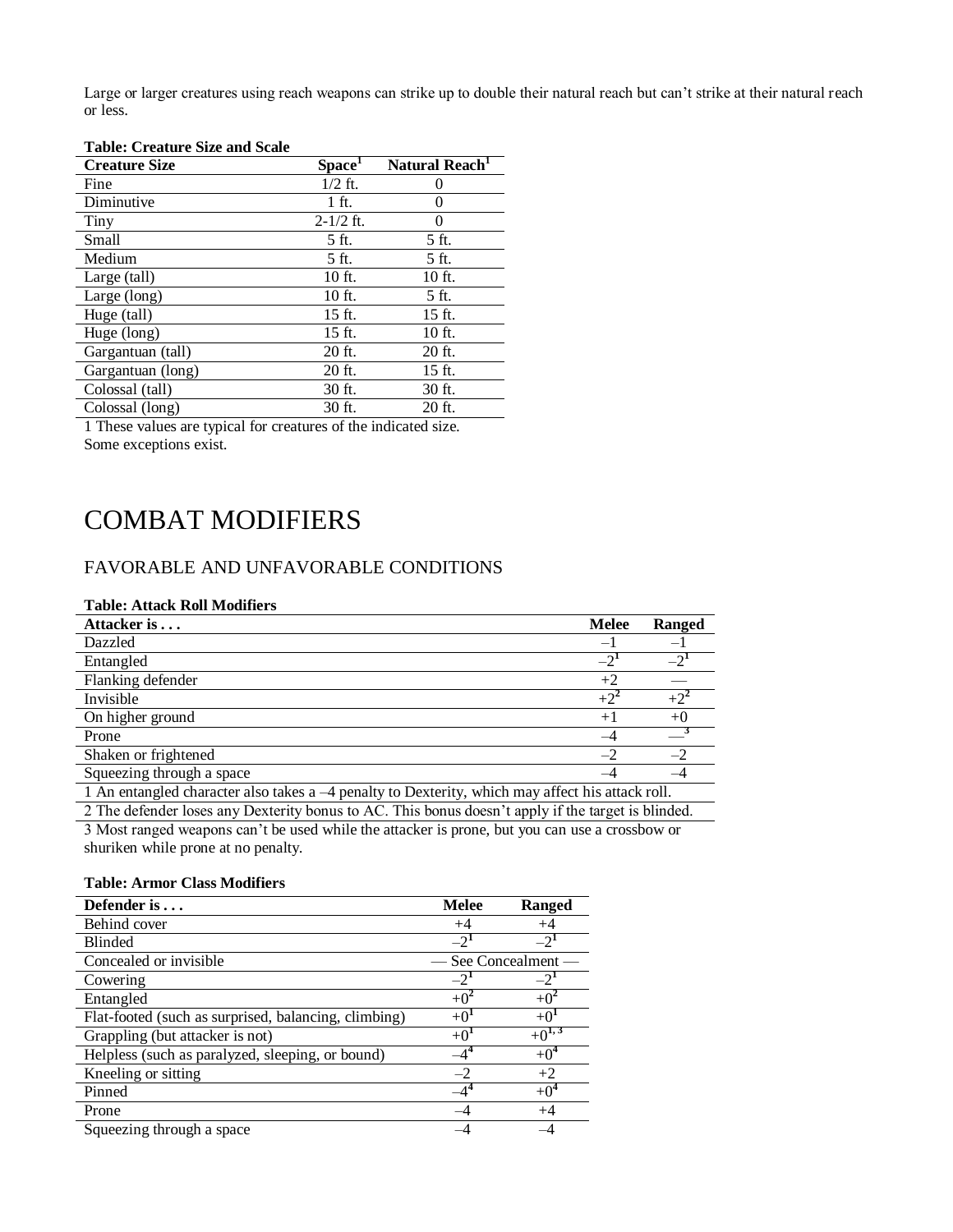Large or larger creatures using reach weapons can strike up to double their natural reach but can't strike at their natural reach or less.

**Table: Creature Size and Scale**

| Creature Size | Space[1] | Natural Reach[1] |
|---|---|---|
| Fine | 1/2 ft. | 0 |
| Diminutive | 1 ft. | 0 |
| Tiny | 2-1/2 ft. | 0 |
| Small | 5 ft. | 5 ft. |
| Medium | 5 ft. | 5 ft. |
| Large (tall) | 10 ft. | 10 ft. |
| Large (long) | 10 ft. | 5 ft. |
| Huge (tall) | 15 ft. | 15 ft. |
| Huge (long) | 15 ft. | 10 ft. |
| Gargantuan (tall) | 20 ft. | 20 ft. |
| Gargantuan (long) | 20 ft. | 15 ft. |
| Colossal (tall) | 30 ft. | 30 ft. |
| Colossal (long) | 30 ft. | 20 ft. |

1 These values are typical for creatures of the indicated size. Some exceptions exist.

# COMBAT MODIFIERS

## FAVORABLE AND UNFAVORABLE CONDITIONS

**Table: Attack Roll Modifiers**

| Attacker is . . . | Melee | Ranged |
|---|---|---|
| Dazzled | –1 | –1 |
| Entangled | –2[1] | –2[1] |
| Flanking defender | +2 | — |
| Invisible | +2[2] | +2[2] |
| On higher ground | +1 | +0 |
| Prone | –4 | —[3] |
| Shaken or frightened | –2 | –2 |
| Squeezing through a space | –4 | –4 |

1 An entangled character also takes a –4 penalty to Dexterity, which may affect his attack roll.

2 The defender loses any Dexterity bonus to AC. This bonus doesn't apply if the target is blinded.

3 Most ranged weapons can't be used while the attacker is prone, but you can use a crossbow or shuriken while prone at no penalty.

**Table: Armor Class Modifiers**

| Defender is . . . | Melee | Ranged |
|---|---|---|
| Behind cover | +4 | +4 |
| Blinded | –2[1] | –2[1] |
| Concealed or invisible | — See Concealment — | |
| Cowering | –2[1] | –2[1] |
| Entangled | +0[2] | +0[2] |
| Flat-footed (such as surprised, balancing, climbing) | +0[1] | +0[1] |
| Grappling (but attacker is not) | +0[1] | +0[1, 3] |
| Helpless (such as paralyzed, sleeping, or bound) | –4[4] | +0[4] |
| Kneeling or sitting | –2 | +2 |
| Pinned | –4[4] | +0[4] |
| Prone | –4 | +4 |
| Squeezing through a space | –4 | –4 |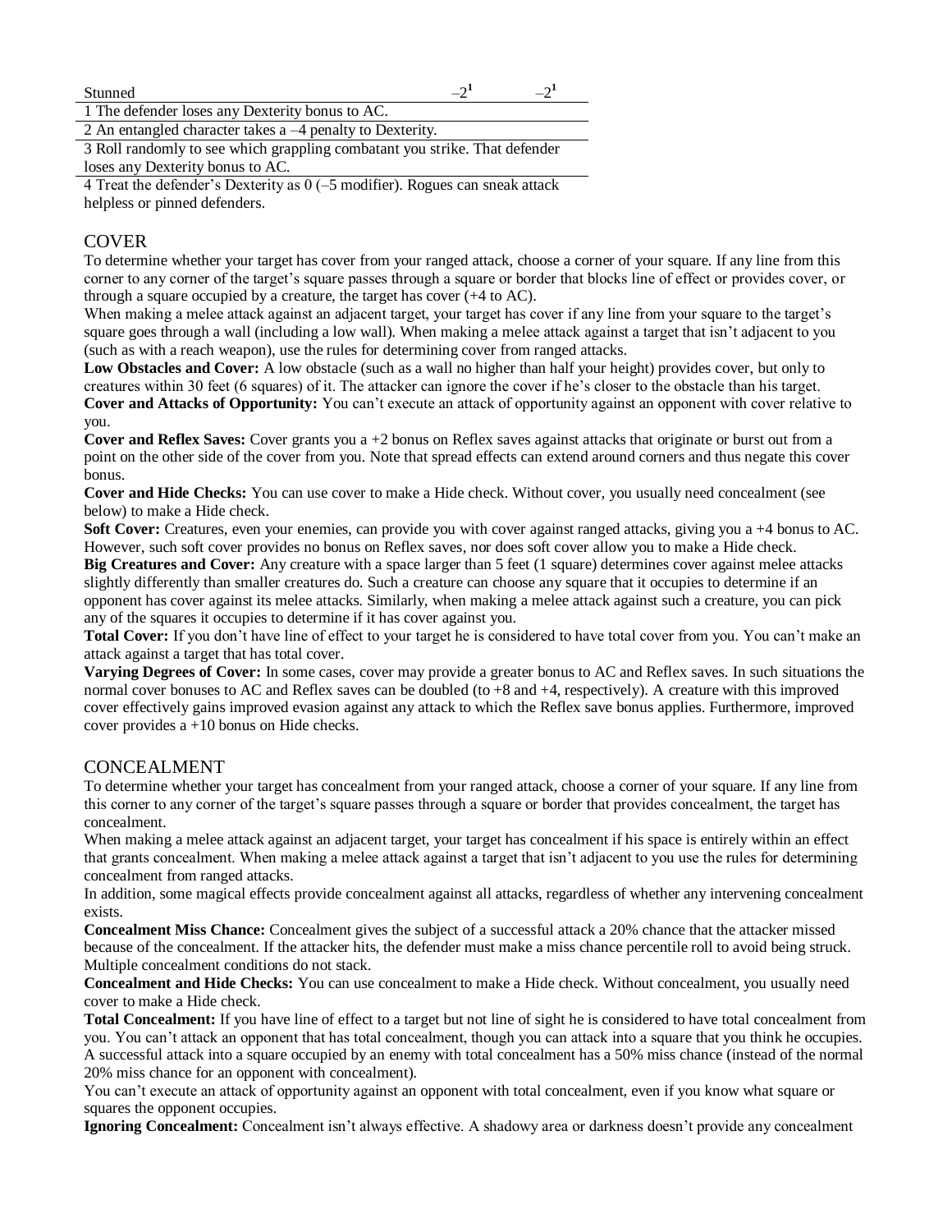| | | |
|---|---|---|
| Stunned | –2[1] | –2[1] |

1 The defender loses any Dexterity bonus to AC.

2 An entangled character takes a –4 penalty to Dexterity.

3 Roll randomly to see which grappling combatant you strike. That defender loses any Dexterity bonus to AC.

4 Treat the defender's Dexterity as 0 (–5 modifier). Rogues can sneak attack helpless or pinned defenders.

## COVER

To determine whether your target has cover from your ranged attack, choose a corner of your square. If any line from this corner to any corner of the target's square passes through a square or border that blocks line of effect or provides cover, or through a square occupied by a creature, the target has cover (+4 to AC).

When making a melee attack against an adjacent target, your target has cover if any line from your square to the target's square goes through a wall (including a low wall). When making a melee attack against a target that isn't adjacent to you (such as with a reach weapon), use the rules for determining cover from ranged attacks.

**Low Obstacles and Cover:** A low obstacle (such as a wall no higher than half your height) provides cover, but only to creatures within 30 feet (6 squares) of it. The attacker can ignore the cover if he's closer to the obstacle than his target.

**Cover and Attacks of Opportunity:** You can't execute an attack of opportunity against an opponent with cover relative to you.

**Cover and Reflex Saves:** Cover grants you a +2 bonus on Reflex saves against attacks that originate or burst out from a point on the other side of the cover from you. Note that spread effects can extend around corners and thus negate this cover bonus.

**Cover and Hide Checks:** You can use cover to make a Hide check. Without cover, you usually need concealment (see below) to make a Hide check.

**Soft Cover:** Creatures, even your enemies, can provide you with cover against ranged attacks, giving you a +4 bonus to AC. However, such soft cover provides no bonus on Reflex saves, nor does soft cover allow you to make a Hide check.

**Big Creatures and Cover:** Any creature with a space larger than 5 feet (1 square) determines cover against melee attacks slightly differently than smaller creatures do. Such a creature can choose any square that it occupies to determine if an opponent has cover against its melee attacks. Similarly, when making a melee attack against such a creature, you can pick any of the squares it occupies to determine if it has cover against you.

**Total Cover:** If you don't have line of effect to your target he is considered to have total cover from you. You can't make an attack against a target that has total cover.

**Varying Degrees of Cover:** In some cases, cover may provide a greater bonus to AC and Reflex saves. In such situations the normal cover bonuses to AC and Reflex saves can be doubled (to +8 and +4, respectively). A creature with this improved cover effectively gains improved evasion against any attack to which the Reflex save bonus applies. Furthermore, improved cover provides a +10 bonus on Hide checks.

## CONCEALMENT

To determine whether your target has concealment from your ranged attack, choose a corner of your square. If any line from this corner to any corner of the target's square passes through a square or border that provides concealment, the target has concealment.

When making a melee attack against an adjacent target, your target has concealment if his space is entirely within an effect that grants concealment. When making a melee attack against a target that isn't adjacent to you use the rules for determining concealment from ranged attacks.

In addition, some magical effects provide concealment against all attacks, regardless of whether any intervening concealment exists.

**Concealment Miss Chance:** Concealment gives the subject of a successful attack a 20% chance that the attacker missed because of the concealment. If the attacker hits, the defender must make a miss chance percentile roll to avoid being struck. Multiple concealment conditions do not stack.

**Concealment and Hide Checks:** You can use concealment to make a Hide check. Without concealment, you usually need cover to make a Hide check.

**Total Concealment:** If you have line of effect to a target but not line of sight he is considered to have total concealment from you. You can't attack an opponent that has total concealment, though you can attack into a square that you think he occupies. A successful attack into a square occupied by an enemy with total concealment has a 50% miss chance (instead of the normal 20% miss chance for an opponent with concealment).

You can't execute an attack of opportunity against an opponent with total concealment, even if you know what square or squares the opponent occupies.

**Ignoring Concealment:** Concealment isn't always effective. A shadowy area or darkness doesn't provide any concealment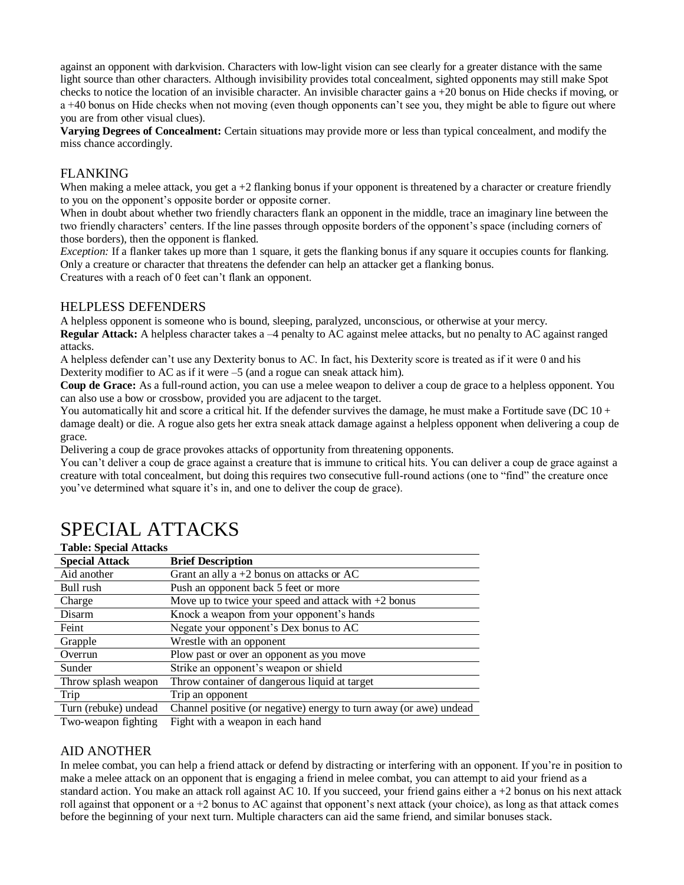against an opponent with darkvision. Characters with low-light vision can see clearly for a greater distance with the same light source than other characters. Although invisibility provides total concealment, sighted opponents may still make Spot checks to notice the location of an invisible character. An invisible character gains a +20 bonus on Hide checks if moving, or a +40 bonus on Hide checks when not moving (even though opponents can't see you, they might be able to figure out where you are from other visual clues).

**Varying Degrees of Concealment:** Certain situations may provide more or less than typical concealment, and modify the miss chance accordingly.

### FLANKING

When making a melee attack, you get a +2 flanking bonus if your opponent is threatened by a character or creature friendly to you on the opponent's opposite border or opposite corner.

When in doubt about whether two friendly characters flank an opponent in the middle, trace an imaginary line between the two friendly characters' centers. If the line passes through opposite borders of the opponent's space (including corners of those borders), then the opponent is flanked.

*Exception:* If a flanker takes up more than 1 square, it gets the flanking bonus if any square it occupies counts for flanking.

Only a creature or character that threatens the defender can help an attacker get a flanking bonus.

Creatures with a reach of 0 feet can't flank an opponent.

### HELPLESS DEFENDERS

A helpless opponent is someone who is bound, sleeping, paralyzed, unconscious, or otherwise at your mercy.

**Regular Attack:** A helpless character takes a –4 penalty to AC against melee attacks, but no penalty to AC against ranged attacks.

A helpless defender can't use any Dexterity bonus to AC. In fact, his Dexterity score is treated as if it were 0 and his Dexterity modifier to AC as if it were –5 (and a rogue can sneak attack him).

**Coup de Grace:** As a full-round action, you can use a melee weapon to deliver a coup de grace to a helpless opponent. You can also use a bow or crossbow, provided you are adjacent to the target.

You automatically hit and score a critical hit. If the defender survives the damage, he must make a Fortitude save (DC 10 + damage dealt) or die. A rogue also gets her extra sneak attack damage against a helpless opponent when delivering a coup de grace.

Delivering a coup de grace provokes attacks of opportunity from threatening opponents.

You can't deliver a coup de grace against a creature that is immune to critical hits. You can deliver a coup de grace against a creature with total concealment, but doing this requires two consecutive full-round actions (one to "find" the creature once you've determined what square it's in, and one to deliver the coup de grace).

# SPECIAL ATTACKS

**Table: Special Attacks**

| Special Attack | Brief Description |
|---|---|
| Aid another | Grant an ally a +2 bonus on attacks or AC |
| Bull rush | Push an opponent back 5 feet or more |
| Charge | Move up to twice your speed and attack with +2 bonus |
| Disarm | Knock a weapon from your opponent's hands |
| Feint | Negate your opponent's Dex bonus to AC |
| Grapple | Wrestle with an opponent |
| Overrun | Plow past or over an opponent as you move |
| Sunder | Strike an opponent's weapon or shield |
| Throw splash weapon | Throw container of dangerous liquid at target |
| Trip | Trip an opponent |
| Turn (rebuke) undead | Channel positive (or negative) energy to turn away (or awe) undead |
| Two-weapon fighting | Fight with a weapon in each hand |

### AID ANOTHER

In melee combat, you can help a friend attack or defend by distracting or interfering with an opponent. If you're in position to make a melee attack on an opponent that is engaging a friend in melee combat, you can attempt to aid your friend as a standard action. You make an attack roll against AC 10. If you succeed, your friend gains either a +2 bonus on his next attack roll against that opponent or a +2 bonus to AC against that opponent's next attack (your choice), as long as that attack comes before the beginning of your next turn. Multiple characters can aid the same friend, and similar bonuses stack.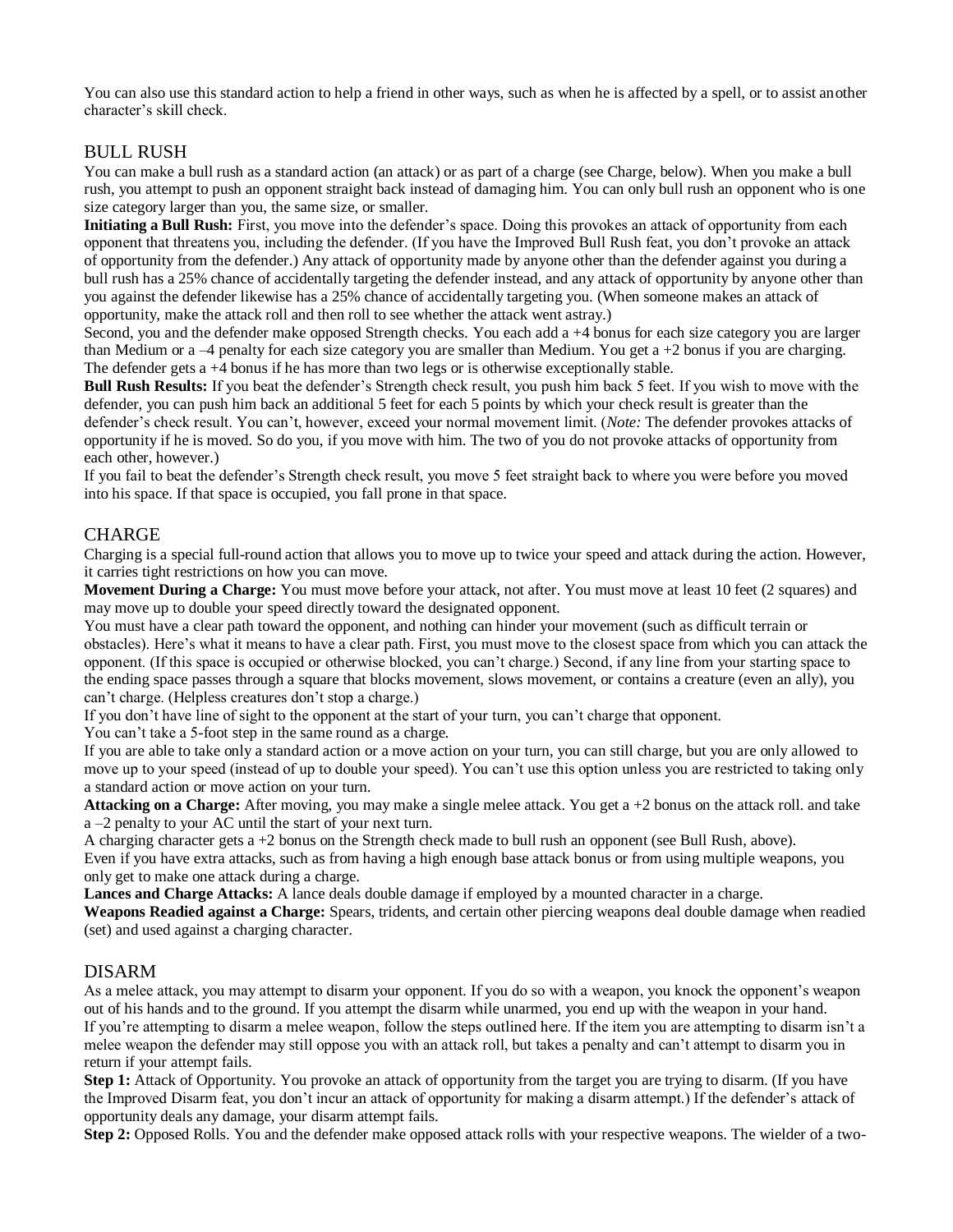You can also use this standard action to help a friend in other ways, such as when he is affected by a spell, or to assist another character's skill check.

## BULL RUSH

You can make a bull rush as a standard action (an attack) or as part of a charge (see Charge, below). When you make a bull rush, you attempt to push an opponent straight back instead of damaging him. You can only bull rush an opponent who is one size category larger than you, the same size, or smaller.

**Initiating a Bull Rush:** First, you move into the defender's space. Doing this provokes an attack of opportunity from each opponent that threatens you, including the defender. (If you have the Improved Bull Rush feat, you don't provoke an attack of opportunity from the defender.) Any attack of opportunity made by anyone other than the defender against you during a bull rush has a 25% chance of accidentally targeting the defender instead, and any attack of opportunity by anyone other than you against the defender likewise has a 25% chance of accidentally targeting you. (When someone makes an attack of opportunity, make the attack roll and then roll to see whether the attack went astray.)

Second, you and the defender make opposed Strength checks. You each add a +4 bonus for each size category you are larger than Medium or a –4 penalty for each size category you are smaller than Medium. You get a +2 bonus if you are charging. The defender gets a +4 bonus if he has more than two legs or is otherwise exceptionally stable.

**Bull Rush Results:** If you beat the defender's Strength check result, you push him back 5 feet. If you wish to move with the defender, you can push him back an additional 5 feet for each 5 points by which your check result is greater than the defender's check result. You can't, however, exceed your normal movement limit. (*Note:* The defender provokes attacks of opportunity if he is moved. So do you, if you move with him. The two of you do not provoke attacks of opportunity from each other, however.)

If you fail to beat the defender's Strength check result, you move 5 feet straight back to where you were before you moved into his space. If that space is occupied, you fall prone in that space.

## CHARGE

Charging is a special full-round action that allows you to move up to twice your speed and attack during the action. However, it carries tight restrictions on how you can move.

**Movement During a Charge:** You must move before your attack, not after. You must move at least 10 feet (2 squares) and may move up to double your speed directly toward the designated opponent.

You must have a clear path toward the opponent, and nothing can hinder your movement (such as difficult terrain or obstacles). Here's what it means to have a clear path. First, you must move to the closest space from which you can attack the opponent. (If this space is occupied or otherwise blocked, you can't charge.) Second, if any line from your starting space to the ending space passes through a square that blocks movement, slows movement, or contains a creature (even an ally), you can't charge. (Helpless creatures don't stop a charge.)

If you don't have line of sight to the opponent at the start of your turn, you can't charge that opponent.

You can't take a 5-foot step in the same round as a charge.

If you are able to take only a standard action or a move action on your turn, you can still charge, but you are only allowed to move up to your speed (instead of up to double your speed). You can't use this option unless you are restricted to taking only a standard action or move action on your turn.

**Attacking on a Charge:** After moving, you may make a single melee attack. You get a +2 bonus on the attack roll. and take a –2 penalty to your AC until the start of your next turn.

A charging character gets a +2 bonus on the Strength check made to bull rush an opponent (see Bull Rush, above).

Even if you have extra attacks, such as from having a high enough base attack bonus or from using multiple weapons, you only get to make one attack during a charge.

**Lances and Charge Attacks:** A lance deals double damage if employed by a mounted character in a charge.

**Weapons Readied against a Charge:** Spears, tridents, and certain other piercing weapons deal double damage when readied (set) and used against a charging character.

## DISARM

As a melee attack, you may attempt to disarm your opponent. If you do so with a weapon, you knock the opponent's weapon out of his hands and to the ground. If you attempt the disarm while unarmed, you end up with the weapon in your hand.

If you're attempting to disarm a melee weapon, follow the steps outlined here. If the item you are attempting to disarm isn't a melee weapon the defender may still oppose you with an attack roll, but takes a penalty and can't attempt to disarm you in return if your attempt fails.

**Step 1:** Attack of Opportunity. You provoke an attack of opportunity from the target you are trying to disarm. (If you have the Improved Disarm feat, you don't incur an attack of opportunity for making a disarm attempt.) If the defender's attack of opportunity deals any damage, your disarm attempt fails.

**Step 2:** Opposed Rolls. You and the defender make opposed attack rolls with your respective weapons. The wielder of a two-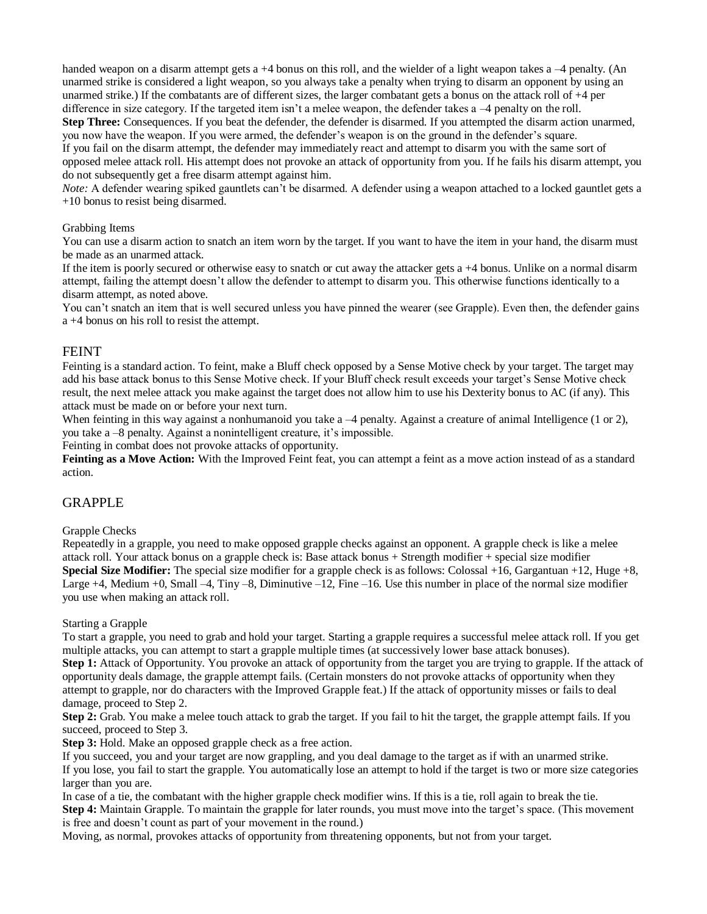handed weapon on a disarm attempt gets a +4 bonus on this roll, and the wielder of a light weapon takes a –4 penalty. (An unarmed strike is considered a light weapon, so you always take a penalty when trying to disarm an opponent by using an unarmed strike.) If the combatants are of different sizes, the larger combatant gets a bonus on the attack roll of +4 per difference in size category. If the targeted item isn't a melee weapon, the defender takes a –4 penalty on the roll.

**Step Three:** Consequences. If you beat the defender, the defender is disarmed. If you attempted the disarm action unarmed, you now have the weapon. If you were armed, the defender's weapon is on the ground in the defender's square.

If you fail on the disarm attempt, the defender may immediately react and attempt to disarm you with the same sort of opposed melee attack roll. His attempt does not provoke an attack of opportunity from you. If he fails his disarm attempt, you do not subsequently get a free disarm attempt against him.

*Note:* A defender wearing spiked gauntlets can't be disarmed. A defender using a weapon attached to a locked gauntlet gets a +10 bonus to resist being disarmed.

### Grabbing Items

You can use a disarm action to snatch an item worn by the target. If you want to have the item in your hand, the disarm must be made as an unarmed attack.

If the item is poorly secured or otherwise easy to snatch or cut away the attacker gets a +4 bonus. Unlike on a normal disarm attempt, failing the attempt doesn't allow the defender to attempt to disarm you. This otherwise functions identically to a disarm attempt, as noted above.

You can't snatch an item that is well secured unless you have pinned the wearer (see Grapple). Even then, the defender gains a +4 bonus on his roll to resist the attempt.

## FEINT

Feinting is a standard action. To feint, make a Bluff check opposed by a Sense Motive check by your target. The target may add his base attack bonus to this Sense Motive check. If your Bluff check result exceeds your target's Sense Motive check result, the next melee attack you make against the target does not allow him to use his Dexterity bonus to AC (if any). This attack must be made on or before your next turn.

When feinting in this way against a nonhumanoid you take a –4 penalty. Against a creature of animal Intelligence (1 or 2), you take a –8 penalty. Against a nonintelligent creature, it's impossible.

Feinting in combat does not provoke attacks of opportunity.

**Feinting as a Move Action:** With the Improved Feint feat, you can attempt a feint as a move action instead of as a standard action.

## GRAPPLE

### Grapple Checks

Repeatedly in a grapple, you need to make opposed grapple checks against an opponent. A grapple check is like a melee attack roll. Your attack bonus on a grapple check is: Base attack bonus + Strength modifier + special size modifier

**Special Size Modifier:** The special size modifier for a grapple check is as follows: Colossal +16, Gargantuan +12, Huge +8, Large +4, Medium +0, Small –4, Tiny –8, Diminutive –12, Fine –16. Use this number in place of the normal size modifier you use when making an attack roll.

### Starting a Grapple

To start a grapple, you need to grab and hold your target. Starting a grapple requires a successful melee attack roll. If you get multiple attacks, you can attempt to start a grapple multiple times (at successively lower base attack bonuses).

**Step 1:** Attack of Opportunity. You provoke an attack of opportunity from the target you are trying to grapple. If the attack of opportunity deals damage, the grapple attempt fails. (Certain monsters do not provoke attacks of opportunity when they attempt to grapple, nor do characters with the Improved Grapple feat.) If the attack of opportunity misses or fails to deal damage, proceed to Step 2.

**Step 2:** Grab. You make a melee touch attack to grab the target. If you fail to hit the target, the grapple attempt fails. If you succeed, proceed to Step 3.

**Step 3:** Hold. Make an opposed grapple check as a free action.

If you succeed, you and your target are now grappling, and you deal damage to the target as if with an unarmed strike.

If you lose, you fail to start the grapple. You automatically lose an attempt to hold if the target is two or more size categories larger than you are.

In case of a tie, the combatant with the higher grapple check modifier wins. If this is a tie, roll again to break the tie.

**Step 4:** Maintain Grapple. To maintain the grapple for later rounds, you must move into the target's space. (This movement is free and doesn't count as part of your movement in the round.)

Moving, as normal, provokes attacks of opportunity from threatening opponents, but not from your target.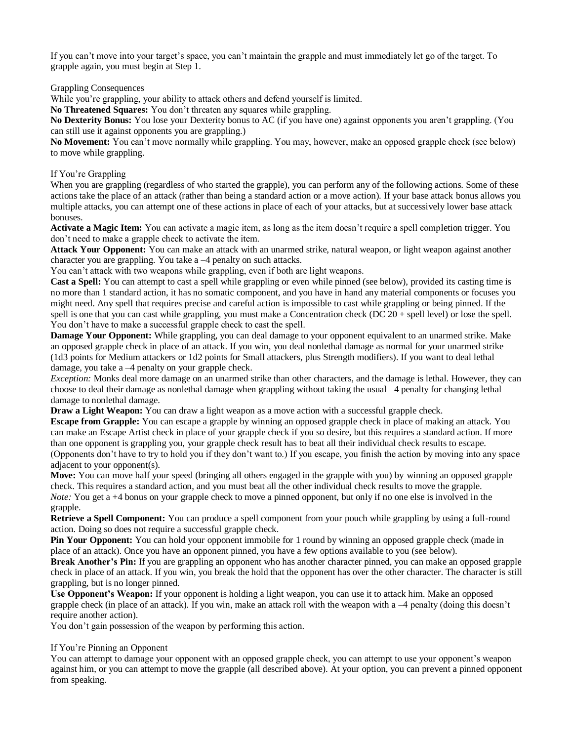If you can't move into your target's space, you can't maintain the grapple and must immediately let go of the target. To grapple again, you must begin at Step 1.

### Grappling Consequences

While you're grappling, your ability to attack others and defend yourself is limited.

**No Threatened Squares:** You don't threaten any squares while grappling.

**No Dexterity Bonus:** You lose your Dexterity bonus to AC (if you have one) against opponents you aren't grappling. (You can still use it against opponents you are grappling.)

**No Movement:** You can't move normally while grappling. You may, however, make an opposed grapple check (see below) to move while grappling.

### If You're Grappling

When you are grappling (regardless of who started the grapple), you can perform any of the following actions. Some of these actions take the place of an attack (rather than being a standard action or a move action). If your base attack bonus allows you multiple attacks, you can attempt one of these actions in place of each of your attacks, but at successively lower base attack bonuses.

**Activate a Magic Item:** You can activate a magic item, as long as the item doesn't require a spell completion trigger. You don't need to make a grapple check to activate the item.

**Attack Your Opponent:** You can make an attack with an unarmed strike, natural weapon, or light weapon against another character you are grappling. You take a –4 penalty on such attacks.

You can't attack with two weapons while grappling, even if both are light weapons.

**Cast a Spell:** You can attempt to cast a spell while grappling or even while pinned (see below), provided its casting time is no more than 1 standard action, it has no somatic component, and you have in hand any material components or focuses you might need. Any spell that requires precise and careful action is impossible to cast while grappling or being pinned. If the spell is one that you can cast while grappling, you must make a Concentration check (DC 20 + spell level) or lose the spell. You don't have to make a successful grapple check to cast the spell.

**Damage Your Opponent:** While grappling, you can deal damage to your opponent equivalent to an unarmed strike. Make an opposed grapple check in place of an attack. If you win, you deal nonlethal damage as normal for your unarmed strike (1d3 points for Medium attackers or 1d2 points for Small attackers, plus Strength modifiers). If you want to deal lethal damage, you take a –4 penalty on your grapple check.

*Exception:* Monks deal more damage on an unarmed strike than other characters, and the damage is lethal. However, they can choose to deal their damage as nonlethal damage when grappling without taking the usual –4 penalty for changing lethal damage to nonlethal damage.

**Draw a Light Weapon:** You can draw a light weapon as a move action with a successful grapple check.

**Escape from Grapple:** You can escape a grapple by winning an opposed grapple check in place of making an attack. You can make an Escape Artist check in place of your grapple check if you so desire, but this requires a standard action. If more than one opponent is grappling you, your grapple check result has to beat all their individual check results to escape. (Opponents don't have to try to hold you if they don't want to.) If you escape, you finish the action by moving into any space adjacent to your opponent(s).

**Move:** You can move half your speed (bringing all others engaged in the grapple with you) by winning an opposed grapple check. This requires a standard action, and you must beat all the other individual check results to move the grapple.

*Note:* You get a +4 bonus on your grapple check to move a pinned opponent, but only if no one else is involved in the grapple.

**Retrieve a Spell Component:** You can produce a spell component from your pouch while grappling by using a full-round action. Doing so does not require a successful grapple check.

**Pin Your Opponent:** You can hold your opponent immobile for 1 round by winning an opposed grapple check (made in place of an attack). Once you have an opponent pinned, you have a few options available to you (see below).

**Break Another's Pin:** If you are grappling an opponent who has another character pinned, you can make an opposed grapple check in place of an attack. If you win, you break the hold that the opponent has over the other character. The character is still grappling, but is no longer pinned.

**Use Opponent's Weapon:** If your opponent is holding a light weapon, you can use it to attack him. Make an opposed grapple check (in place of an attack). If you win, make an attack roll with the weapon with a –4 penalty (doing this doesn't require another action).

You don't gain possession of the weapon by performing this action.

### If You're Pinning an Opponent

You can attempt to damage your opponent with an opposed grapple check, you can attempt to use your opponent's weapon against him, or you can attempt to move the grapple (all described above). At your option, you can prevent a pinned opponent from speaking.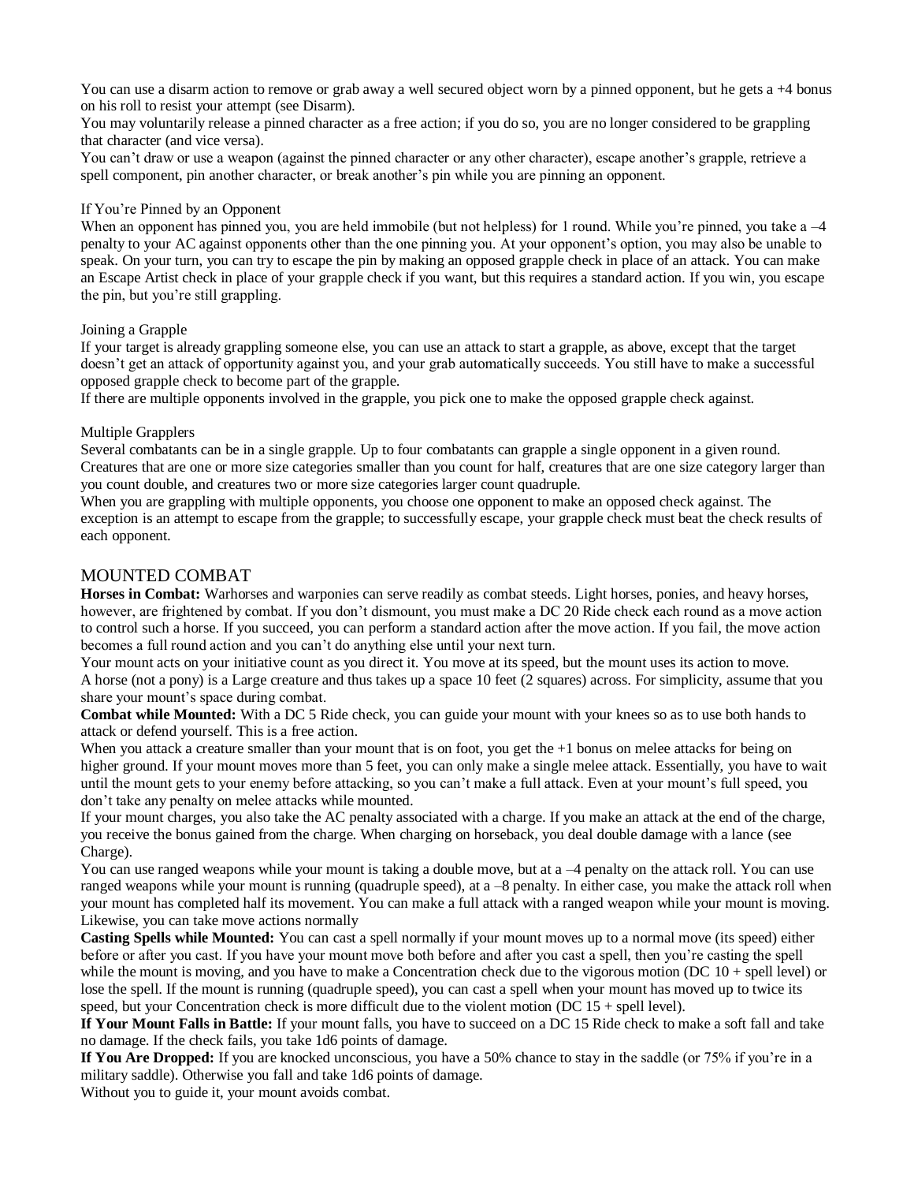You can use a disarm action to remove or grab away a well secured object worn by a pinned opponent, but he gets a +4 bonus on his roll to resist your attempt (see Disarm).

You may voluntarily release a pinned character as a free action; if you do so, you are no longer considered to be grappling that character (and vice versa).

You can't draw or use a weapon (against the pinned character or any other character), escape another's grapple, retrieve a spell component, pin another character, or break another's pin while you are pinning an opponent.

### If You're Pinned by an Opponent

When an opponent has pinned you, you are held immobile (but not helpless) for 1 round. While you're pinned, you take a –4 penalty to your AC against opponents other than the one pinning you. At your opponent's option, you may also be unable to speak. On your turn, you can try to escape the pin by making an opposed grapple check in place of an attack. You can make an Escape Artist check in place of your grapple check if you want, but this requires a standard action. If you win, you escape the pin, but you're still grappling.

### Joining a Grapple

If your target is already grappling someone else, you can use an attack to start a grapple, as above, except that the target doesn't get an attack of opportunity against you, and your grab automatically succeeds. You still have to make a successful opposed grapple check to become part of the grapple.

If there are multiple opponents involved in the grapple, you pick one to make the opposed grapple check against.

### Multiple Grapplers

Several combatants can be in a single grapple. Up to four combatants can grapple a single opponent in a given round. Creatures that are one or more size categories smaller than you count for half, creatures that are one size category larger than you count double, and creatures two or more size categories larger count quadruple.

When you are grappling with multiple opponents, you choose one opponent to make an opposed check against. The exception is an attempt to escape from the grapple; to successfully escape, your grapple check must beat the check results of each opponent.

## MOUNTED COMBAT

**Horses in Combat:** Warhorses and warponies can serve readily as combat steeds. Light horses, ponies, and heavy horses, however, are frightened by combat. If you don't dismount, you must make a DC 20 Ride check each round as a move action to control such a horse. If you succeed, you can perform a standard action after the move action. If you fail, the move action becomes a full round action and you can't do anything else until your next turn.

Your mount acts on your initiative count as you direct it. You move at its speed, but the mount uses its action to move.

A horse (not a pony) is a Large creature and thus takes up a space 10 feet (2 squares) across. For simplicity, assume that you share your mount's space during combat.

**Combat while Mounted:** With a DC 5 Ride check, you can guide your mount with your knees so as to use both hands to attack or defend yourself. This is a free action.

When you attack a creature smaller than your mount that is on foot, you get the +1 bonus on melee attacks for being on higher ground. If your mount moves more than 5 feet, you can only make a single melee attack. Essentially, you have to wait until the mount gets to your enemy before attacking, so you can't make a full attack. Even at your mount's full speed, you don't take any penalty on melee attacks while mounted.

If your mount charges, you also take the AC penalty associated with a charge. If you make an attack at the end of the charge, you receive the bonus gained from the charge. When charging on horseback, you deal double damage with a lance (see Charge).

You can use ranged weapons while your mount is taking a double move, but at a –4 penalty on the attack roll. You can use ranged weapons while your mount is running (quadruple speed), at a –8 penalty. In either case, you make the attack roll when your mount has completed half its movement. You can make a full attack with a ranged weapon while your mount is moving. Likewise, you can take move actions normally

**Casting Spells while Mounted:** You can cast a spell normally if your mount moves up to a normal move (its speed) either before or after you cast. If you have your mount move both before and after you cast a spell, then you're casting the spell while the mount is moving, and you have to make a Concentration check due to the vigorous motion (DC 10 + spell level) or lose the spell. If the mount is running (quadruple speed), you can cast a spell when your mount has moved up to twice its speed, but your Concentration check is more difficult due to the violent motion (DC 15 + spell level).

**If Your Mount Falls in Battle:** If your mount falls, you have to succeed on a DC 15 Ride check to make a soft fall and take no damage. If the check fails, you take 1d6 points of damage.

**If You Are Dropped:** If you are knocked unconscious, you have a 50% chance to stay in the saddle (or 75% if you're in a military saddle). Otherwise you fall and take 1d6 points of damage.

Without you to guide it, your mount avoids combat.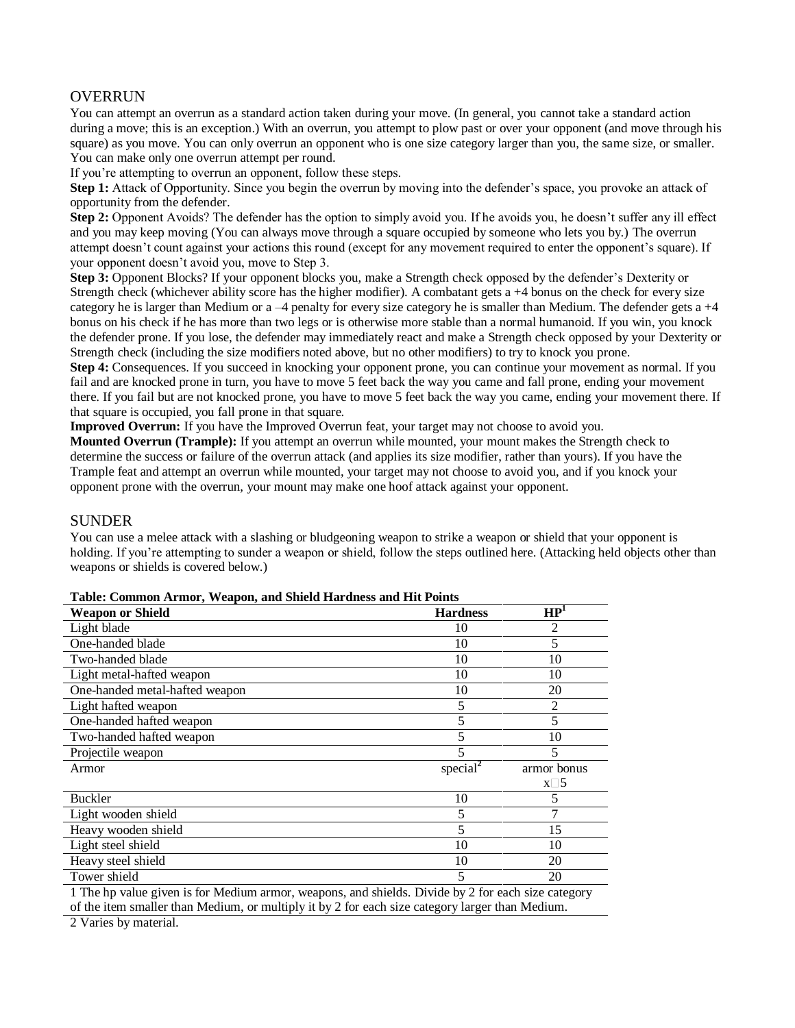## OVERRUN

You can attempt an overrun as a standard action taken during your move. (In general, you cannot take a standard action during a move; this is an exception.) With an overrun, you attempt to plow past or over your opponent (and move through his square) as you move. You can only overrun an opponent who is one size category larger than you, the same size, or smaller. You can make only one overrun attempt per round.

If you're attempting to overrun an opponent, follow these steps.

**Step 1:** Attack of Opportunity. Since you begin the overrun by moving into the defender's space, you provoke an attack of opportunity from the defender.

**Step 2:** Opponent Avoids? The defender has the option to simply avoid you. If he avoids you, he doesn't suffer any ill effect and you may keep moving (You can always move through a square occupied by someone who lets you by.) The overrun attempt doesn't count against your actions this round (except for any movement required to enter the opponent's square). If your opponent doesn't avoid you, move to Step 3.

**Step 3:** Opponent Blocks? If your opponent blocks you, make a Strength check opposed by the defender's Dexterity or Strength check (whichever ability score has the higher modifier). A combatant gets a +4 bonus on the check for every size category he is larger than Medium or a –4 penalty for every size category he is smaller than Medium. The defender gets a +4 bonus on his check if he has more than two legs or is otherwise more stable than a normal humanoid. If you win, you knock the defender prone. If you lose, the defender may immediately react and make a Strength check opposed by your Dexterity or Strength check (including the size modifiers noted above, but no other modifiers) to try to knock you prone.

**Step 4:** Consequences. If you succeed in knocking your opponent prone, you can continue your movement as normal. If you fail and are knocked prone in turn, you have to move 5 feet back the way you came and fall prone, ending your movement there. If you fail but are not knocked prone, you have to move 5 feet back the way you came, ending your movement there. If that square is occupied, you fall prone in that square.

**Improved Overrun:** If you have the Improved Overrun feat, your target may not choose to avoid you.

**Mounted Overrun (Trample):** If you attempt an overrun while mounted, your mount makes the Strength check to determine the success or failure of the overrun attack (and applies its size modifier, rather than yours). If you have the Trample feat and attempt an overrun while mounted, your target may not choose to avoid you, and if you knock your opponent prone with the overrun, your mount may make one hoof attack against your opponent.

## SUNDER

You can use a melee attack with a slashing or bludgeoning weapon to strike a weapon or shield that your opponent is holding. If you're attempting to sunder a weapon or shield, follow the steps outlined here. (Attacking held objects other than weapons or shields is covered below.)

**Table: Common Armor, Weapon, and Shield Hardness and Hit Points**

| Weapon or Shield | Hardness | HP[1] |
|---|---|---|
| Light blade | 10 | 2 |
| One-handed blade | 10 | 5 |
| Two-handed blade | 10 | 10 |
| Light metal-hafted weapon | 10 | 10 |
| One-handed metal-hafted weapon | 10 | 20 |
| Light hafted weapon | 5 | 2 |
| One-handed hafted weapon | 5 | 5 |
| Two-handed hafted weapon | 5 | 10 |
| Projectile weapon | 5 | 5 |
| Armor | special[2] | armor bonus x 5 |
| Buckler | 10 | 5 |
| Light wooden shield | 5 | 7 |
| Heavy wooden shield | 5 | 15 |
| Light steel shield | 10 | 10 |
| Heavy steel shield | 10 | 20 |
| Tower shield | 5 | 20 |

1 The hp value given is for Medium armor, weapons, and shields. Divide by 2 for each size category of the item smaller than Medium, or multiply it by 2 for each size category larger than Medium.

2 Varies by material.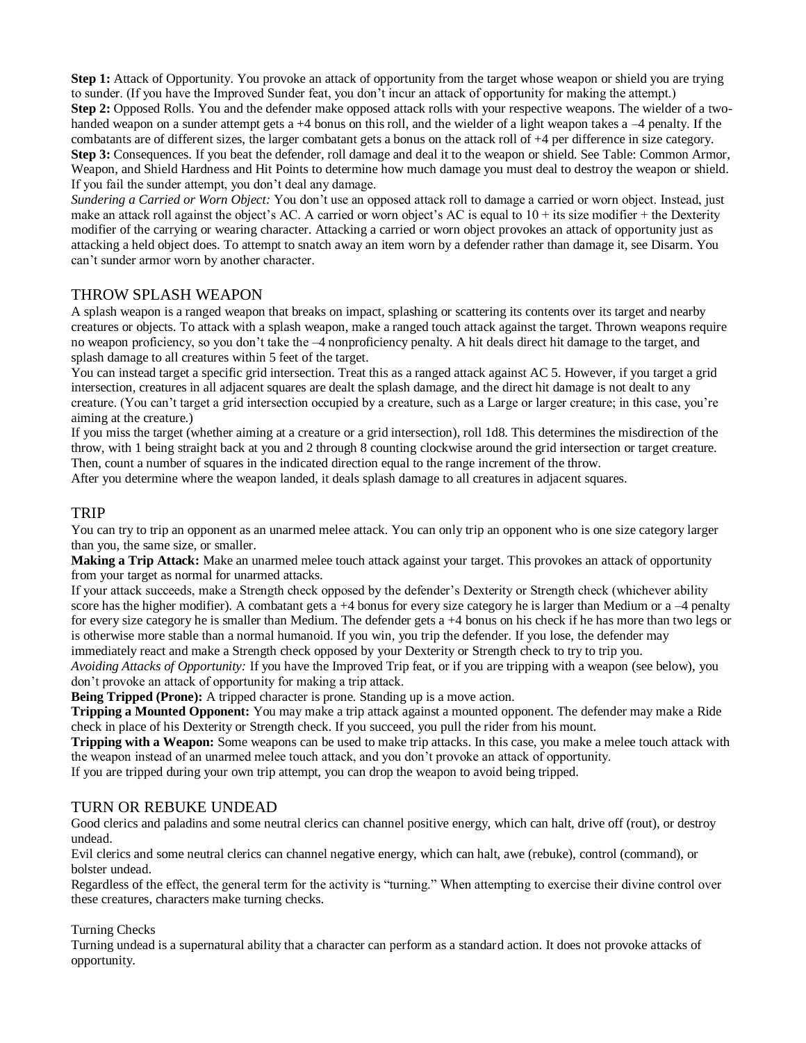**Step 1:** Attack of Opportunity. You provoke an attack of opportunity from the target whose weapon or shield you are trying to sunder. (If you have the Improved Sunder feat, you don't incur an attack of opportunity for making the attempt.)
**Step 2:** Opposed Rolls. You and the defender make opposed attack rolls with your respective weapons. The wielder of a two-handed weapon on a sunder attempt gets a +4 bonus on this roll, and the wielder of a light weapon takes a –4 penalty. If the combatants are of different sizes, the larger combatant gets a bonus on the attack roll of +4 per difference in size category.
**Step 3:** Consequences. If you beat the defender, roll damage and deal it to the weapon or shield. See Table: Common Armor, Weapon, and Shield Hardness and Hit Points to determine how much damage you must deal to destroy the weapon or shield. If you fail the sunder attempt, you don't deal any damage.
*Sundering a Carried or Worn Object:* You don't use an opposed attack roll to damage a carried or worn object. Instead, just make an attack roll against the object's AC. A carried or worn object's AC is equal to 10 + its size modifier + the Dexterity modifier of the carrying or wearing character. Attacking a carried or worn object provokes an attack of opportunity just as attacking a held object does. To attempt to snatch away an item worn by a defender rather than damage it, see Disarm. You can't sunder armor worn by another character.

## THROW SPLASH WEAPON

A splash weapon is a ranged weapon that breaks on impact, splashing or scattering its contents over its target and nearby creatures or objects. To attack with a splash weapon, make a ranged touch attack against the target. Thrown weapons require no weapon proficiency, so you don't take the –4 nonproficiency penalty. A hit deals direct hit damage to the target, and splash damage to all creatures within 5 feet of the target.
You can instead target a specific grid intersection. Treat this as a ranged attack against AC 5. However, if you target a grid intersection, creatures in all adjacent squares are dealt the splash damage, and the direct hit damage is not dealt to any creature. (You can't target a grid intersection occupied by a creature, such as a Large or larger creature; in this case, you're aiming at the creature.)
If you miss the target (whether aiming at a creature or a grid intersection), roll 1d8. This determines the misdirection of the throw, with 1 being straight back at you and 2 through 8 counting clockwise around the grid intersection or target creature. Then, count a number of squares in the indicated direction equal to the range increment of the throw.
After you determine where the weapon landed, it deals splash damage to all creatures in adjacent squares.

## TRIP

You can try to trip an opponent as an unarmed melee attack. You can only trip an opponent who is one size category larger than you, the same size, or smaller.
**Making a Trip Attack:** Make an unarmed melee touch attack against your target. This provokes an attack of opportunity from your target as normal for unarmed attacks.
If your attack succeeds, make a Strength check opposed by the defender's Dexterity or Strength check (whichever ability score has the higher modifier). A combatant gets a +4 bonus for every size category he is larger than Medium or a –4 penalty for every size category he is smaller than Medium. The defender gets a +4 bonus on his check if he has more than two legs or is otherwise more stable than a normal humanoid. If you win, you trip the defender. If you lose, the defender may immediately react and make a Strength check opposed by your Dexterity or Strength check to try to trip you.
*Avoiding Attacks of Opportunity:* If you have the Improved Trip feat, or if you are tripping with a weapon (see below), you don't provoke an attack of opportunity for making a trip attack.
**Being Tripped (Prone):** A tripped character is prone. Standing up is a move action.
**Tripping a Mounted Opponent:** You may make a trip attack against a mounted opponent. The defender may make a Ride check in place of his Dexterity or Strength check. If you succeed, you pull the rider from his mount.
**Tripping with a Weapon:** Some weapons can be used to make trip attacks. In this case, you make a melee touch attack with the weapon instead of an unarmed melee touch attack, and you don't provoke an attack of opportunity.
If you are tripped during your own trip attempt, you can drop the weapon to avoid being tripped.

## TURN OR REBUKE UNDEAD

Good clerics and paladins and some neutral clerics can channel positive energy, which can halt, drive off (rout), or destroy undead.
Evil clerics and some neutral clerics can channel negative energy, which can halt, awe (rebuke), control (command), or bolster undead.
Regardless of the effect, the general term for the activity is "turning." When attempting to exercise their divine control over these creatures, characters make turning checks.

### Turning Checks

Turning undead is a supernatural ability that a character can perform as a standard action. It does not provoke attacks of opportunity.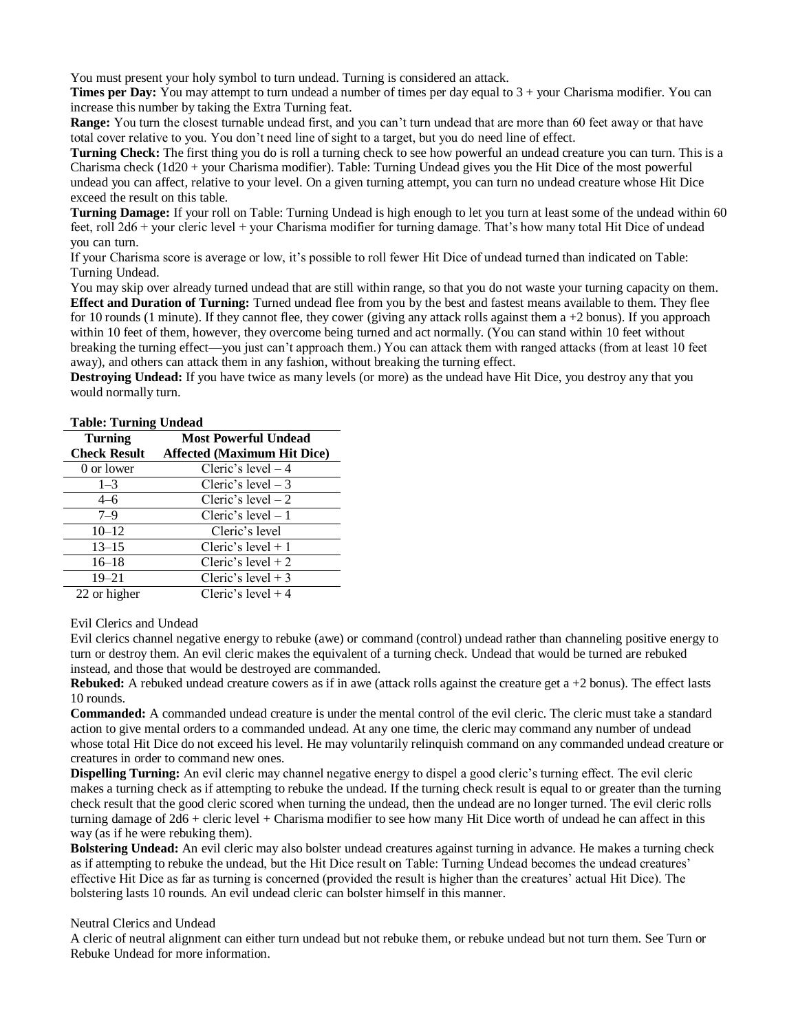You must present your holy symbol to turn undead. Turning is considered an attack.

**Times per Day:** You may attempt to turn undead a number of times per day equal to 3 + your Charisma modifier. You can increase this number by taking the Extra Turning feat.

**Range:** You turn the closest turnable undead first, and you can't turn undead that are more than 60 feet away or that have total cover relative to you. You don't need line of sight to a target, but you do need line of effect.

**Turning Check:** The first thing you do is roll a turning check to see how powerful an undead creature you can turn. This is a Charisma check (1d20 + your Charisma modifier). Table: Turning Undead gives you the Hit Dice of the most powerful undead you can affect, relative to your level. On a given turning attempt, you can turn no undead creature whose Hit Dice exceed the result on this table.

**Turning Damage:** If your roll on Table: Turning Undead is high enough to let you turn at least some of the undead within 60 feet, roll 2d6 + your cleric level + your Charisma modifier for turning damage. That's how many total Hit Dice of undead you can turn.

If your Charisma score is average or low, it's possible to roll fewer Hit Dice of undead turned than indicated on Table: Turning Undead.

You may skip over already turned undead that are still within range, so that you do not waste your turning capacity on them.

**Effect and Duration of Turning:** Turned undead flee from you by the best and fastest means available to them. They flee for 10 rounds (1 minute). If they cannot flee, they cower (giving any attack rolls against them a +2 bonus). If you approach within 10 feet of them, however, they overcome being turned and act normally. (You can stand within 10 feet without breaking the turning effect—you just can't approach them.) You can attack them with ranged attacks (from at least 10 feet away), and others can attack them in any fashion, without breaking the turning effect.

**Destroying Undead:** If you have twice as many levels (or more) as the undead have Hit Dice, you destroy any that you would normally turn.

**Table: Turning Undead**

| Turning Check Result | Most Powerful Undead Affected (Maximum Hit Dice) |
|---|---|
| 0 or lower | Cleric's level – 4 |
| 1–3 | Cleric's level – 3 |
| 4–6 | Cleric's level – 2 |
| 7–9 | Cleric's level – 1 |
| 10–12 | Cleric's level |
| 13–15 | Cleric's level + 1 |
| 16–18 | Cleric's level + 2 |
| 19–21 | Cleric's level + 3 |
| 22 or higher | Cleric's level + 4 |

Evil Clerics and Undead

Evil clerics channel negative energy to rebuke (awe) or command (control) undead rather than channeling positive energy to turn or destroy them. An evil cleric makes the equivalent of a turning check. Undead that would be turned are rebuked instead, and those that would be destroyed are commanded.

**Rebuked:** A rebuked undead creature cowers as if in awe (attack rolls against the creature get a +2 bonus). The effect lasts 10 rounds.

**Commanded:** A commanded undead creature is under the mental control of the evil cleric. The cleric must take a standard action to give mental orders to a commanded undead. At any one time, the cleric may command any number of undead whose total Hit Dice do not exceed his level. He may voluntarily relinquish command on any commanded undead creature or creatures in order to command new ones.

**Dispelling Turning:** An evil cleric may channel negative energy to dispel a good cleric's turning effect. The evil cleric makes a turning check as if attempting to rebuke the undead. If the turning check result is equal to or greater than the turning check result that the good cleric scored when turning the undead, then the undead are no longer turned. The evil cleric rolls turning damage of 2d6 + cleric level + Charisma modifier to see how many Hit Dice worth of undead he can affect in this way (as if he were rebuking them).

**Bolstering Undead:** An evil cleric may also bolster undead creatures against turning in advance. He makes a turning check as if attempting to rebuke the undead, but the Hit Dice result on Table: Turning Undead becomes the undead creatures' effective Hit Dice as far as turning is concerned (provided the result is higher than the creatures' actual Hit Dice). The bolstering lasts 10 rounds. An evil undead cleric can bolster himself in this manner.

Neutral Clerics and Undead

A cleric of neutral alignment can either turn undead but not rebuke them, or rebuke undead but not turn them. See Turn or Rebuke Undead for more information.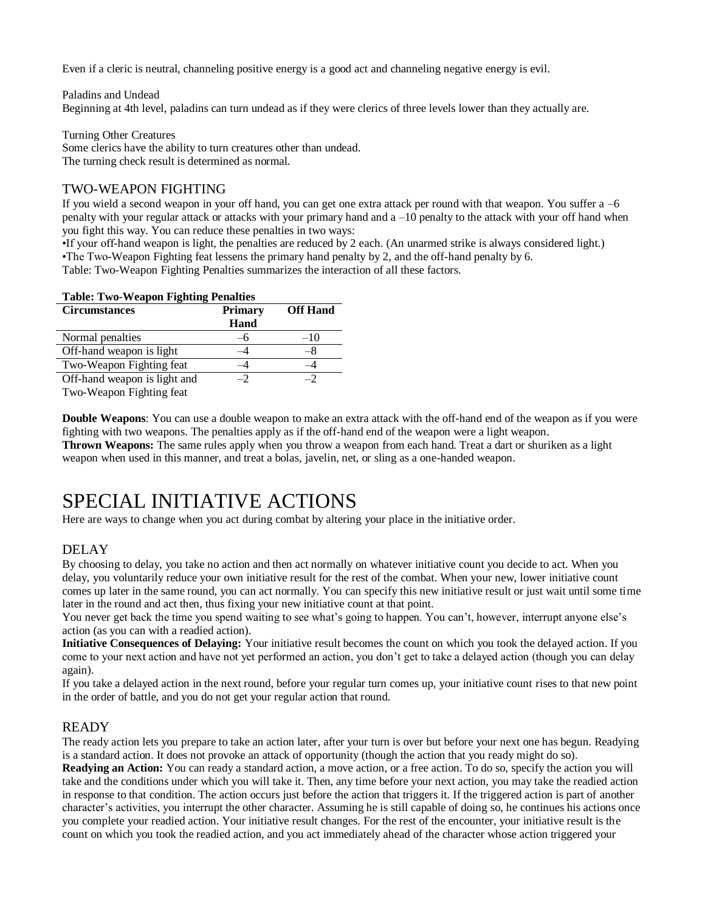Even if a cleric is neutral, channeling positive energy is a good act and channeling negative energy is evil.

Paladins and Undead
Beginning at 4th level, paladins can turn undead as if they were clerics of three levels lower than they actually are.

Turning Other Creatures
Some clerics have the ability to turn creatures other than undead.
The turning check result is determined as normal.

## TWO-WEAPON FIGHTING

If you wield a second weapon in your off hand, you can get one extra attack per round with that weapon. You suffer a –6 penalty with your regular attack or attacks with your primary hand and a –10 penalty to the attack with your off hand when you fight this way. You can reduce these penalties in two ways:

•If your off-hand weapon is light, the penalties are reduced by 2 each. (An unarmed strike is always considered light.)
•The Two-Weapon Fighting feat lessens the primary hand penalty by 2, and the off-hand penalty by 6.

Table: Two-Weapon Fighting Penalties summarizes the interaction of all these factors.

**Table: Two-Weapon Fighting Penalties**

| Circumstances | Primary Hand | Off Hand |
|---|---|---|
| Normal penalties | –6 | –10 |
| Off-hand weapon is light | –4 | –8 |
| Two-Weapon Fighting feat | –4 | –4 |
| Off-hand weapon is light and Two-Weapon Fighting feat | –2 | –2 |

**Double Weapons**: You can use a double weapon to make an extra attack with the off-hand end of the weapon as if you were fighting with two weapons. The penalties apply as if the off-hand end of the weapon were a light weapon.
**Thrown Weapons:** The same rules apply when you throw a weapon from each hand. Treat a dart or shuriken as a light weapon when used in this manner, and treat a bolas, javelin, net, or sling as a one-handed weapon.

# SPECIAL INITIATIVE ACTIONS

Here are ways to change when you act during combat by altering your place in the initiative order.

## DELAY

By choosing to delay, you take no action and then act normally on whatever initiative count you decide to act. When you delay, you voluntarily reduce your own initiative result for the rest of the combat. When your new, lower initiative count comes up later in the same round, you can act normally. You can specify this new initiative result or just wait until some time later in the round and act then, thus fixing your new initiative count at that point.

You never get back the time you spend waiting to see what's going to happen. You can't, however, interrupt anyone else's action (as you can with a readied action).

**Initiative Consequences of Delaying:** Your initiative result becomes the count on which you took the delayed action. If you come to your next action and have not yet performed an action, you don't get to take a delayed action (though you can delay again).

If you take a delayed action in the next round, before your regular turn comes up, your initiative count rises to that new point in the order of battle, and you do not get your regular action that round.

## READY

The ready action lets you prepare to take an action later, after your turn is over but before your next one has begun. Readying is a standard action. It does not provoke an attack of opportunity (though the action that you ready might do so).

**Readying an Action:** You can ready a standard action, a move action, or a free action. To do so, specify the action you will take and the conditions under which you will take it. Then, any time before your next action, you may take the readied action in response to that condition. The action occurs just before the action that triggers it. If the triggered action is part of another character's activities, you interrupt the other character. Assuming he is still capable of doing so, he continues his actions once you complete your readied action. Your initiative result changes. For the rest of the encounter, your initiative result is the count on which you took the readied action, and you act immediately ahead of the character whose action triggered your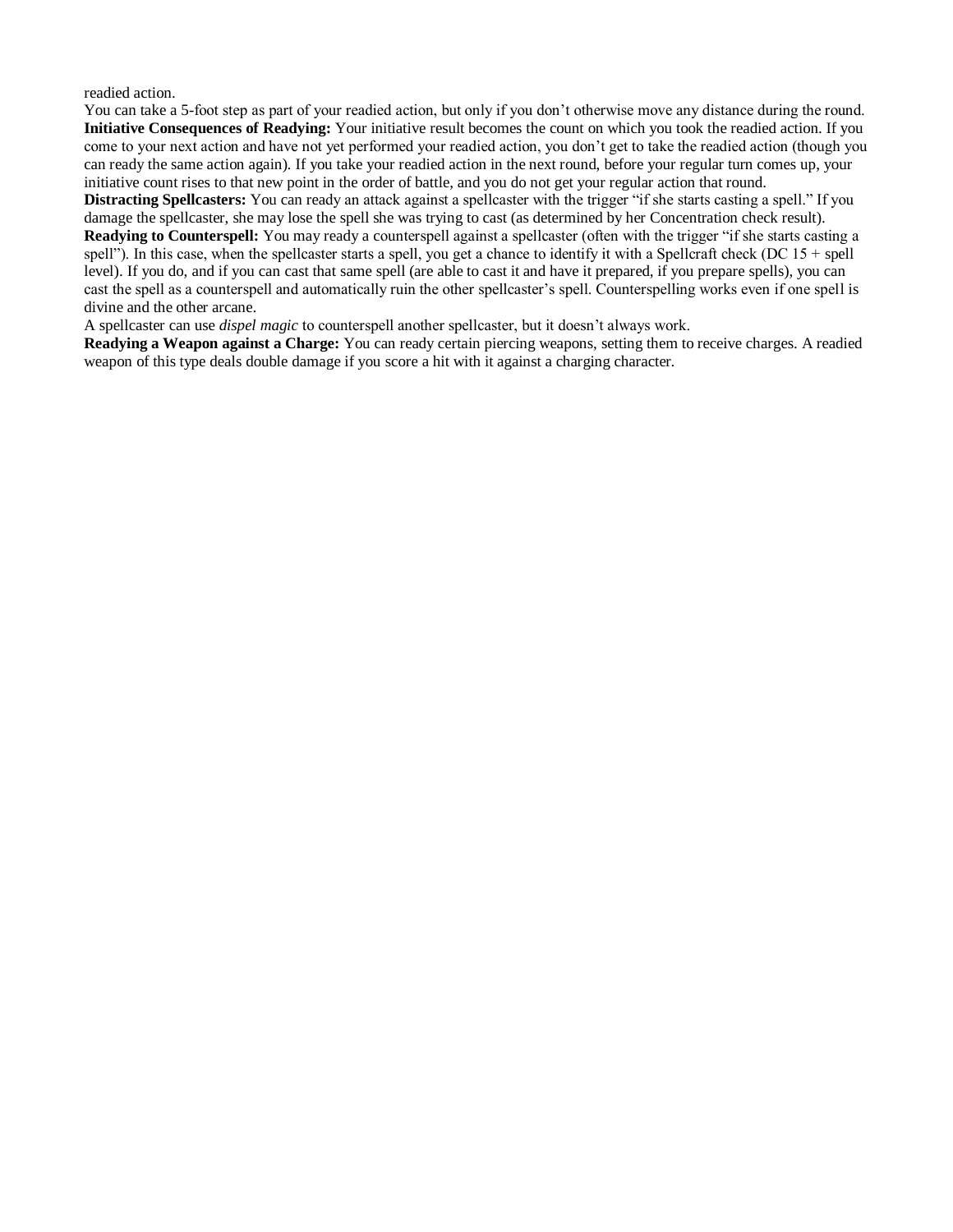readied action.

You can take a 5-foot step as part of your readied action, but only if you don't otherwise move any distance during the round.

**Initiative Consequences of Readying:** Your initiative result becomes the count on which you took the readied action. If you come to your next action and have not yet performed your readied action, you don't get to take the readied action (though you can ready the same action again). If you take your readied action in the next round, before your regular turn comes up, your initiative count rises to that new point in the order of battle, and you do not get your regular action that round.

**Distracting Spellcasters:** You can ready an attack against a spellcaster with the trigger "if she starts casting a spell." If you damage the spellcaster, she may lose the spell she was trying to cast (as determined by her Concentration check result).

**Readying to Counterspell:** You may ready a counterspell against a spellcaster (often with the trigger "if she starts casting a spell"). In this case, when the spellcaster starts a spell, you get a chance to identify it with a Spellcraft check (DC 15 + spell level). If you do, and if you can cast that same spell (are able to cast it and have it prepared, if you prepare spells), you can cast the spell as a counterspell and automatically ruin the other spellcaster's spell. Counterspelling works even if one spell is divine and the other arcane.

A spellcaster can use *dispel magic* to counterspell another spellcaster, but it doesn't always work.

**Readying a Weapon against a Charge:** You can ready certain piercing weapons, setting them to receive charges. A readied weapon of this type deals double damage if you score a hit with it against a charging character.